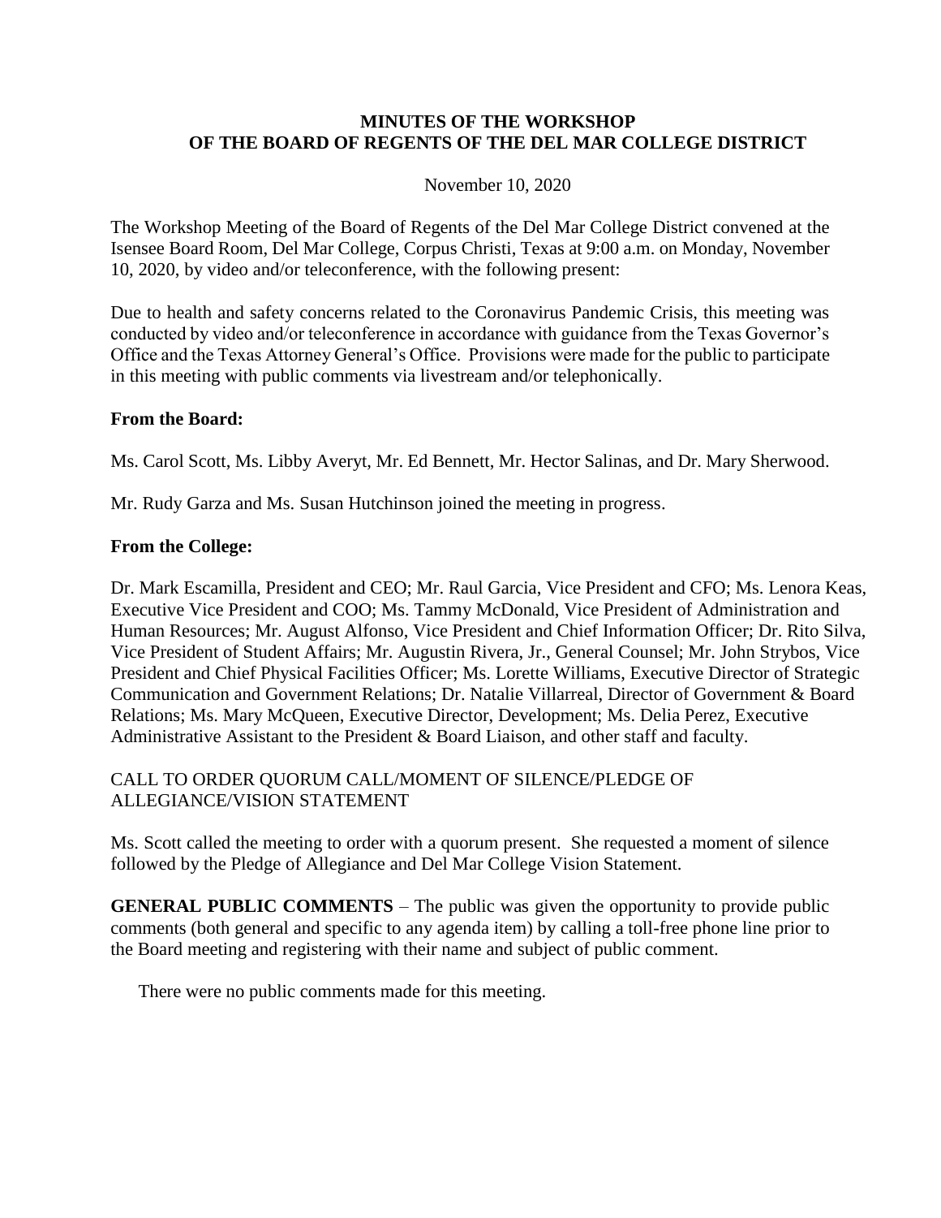# MINUTES OF THE WORKSHOP OF THE BOARD OF REGENTS OF THE DEL MAR COLLEGE DISTRICT

November 10, 2020

The Workshop Meeting of the Board of Regents of the Del Mar College District convened at the Isensee Board Room, Del Mar College, Corpus Christi, Texas at 9:00 a.m. on Monday, November 10, 2020, by video and/or teleconference, with the following present:

Due to health and safety concerns related to the Coronavirus Pandemic Crisis, this meeting was conducted by video and/or teleconference in accordance with guidance from the Texas Governor's Office and the Texas Attorney General's Office. Provisions were made for the public to participate in this meeting with public comments via livestream and/or telephonically.

**From the Board:**

Ms. Carol Scott, Ms. Libby Averyt, Mr. Ed Bennett, Mr. Hector Salinas, and Dr. Mary Sherwood.

Mr. Rudy Garza and Ms. Susan Hutchinson joined the meeting in progress.

**From the College:**

Dr. Mark Escamilla, President and CEO; Mr. Raul Garcia, Vice President and CFO; Ms. Lenora Keas, Executive Vice President and COO; Ms. Tammy McDonald, Vice President of Administration and Human Resources; Mr. August Alfonso, Vice President and Chief Information Officer; Dr. Rito Silva, Vice President of Student Affairs; Mr. Augustin Rivera, Jr., General Counsel; Mr. John Strybos, Vice President and Chief Physical Facilities Officer; Ms. Lorette Williams, Executive Director of Strategic Communication and Government Relations; Dr. Natalie Villarreal, Director of Government & Board Relations; Ms. Mary McQueen, Executive Director, Development; Ms. Delia Perez, Executive Administrative Assistant to the President & Board Liaison, and other staff and faculty.

CALL TO ORDER QUORUM CALL/MOMENT OF SILENCE/PLEDGE OF ALLEGIANCE/VISION STATEMENT

Ms. Scott called the meeting to order with a quorum present. She requested a moment of silence followed by the Pledge of Allegiance and Del Mar College Vision Statement.

**GENERAL PUBLIC COMMENTS** – The public was given the opportunity to provide public comments (both general and specific to any agenda item) by calling a toll-free phone line prior to the Board meeting and registering with their name and subject of public comment.

There were no public comments made for this meeting.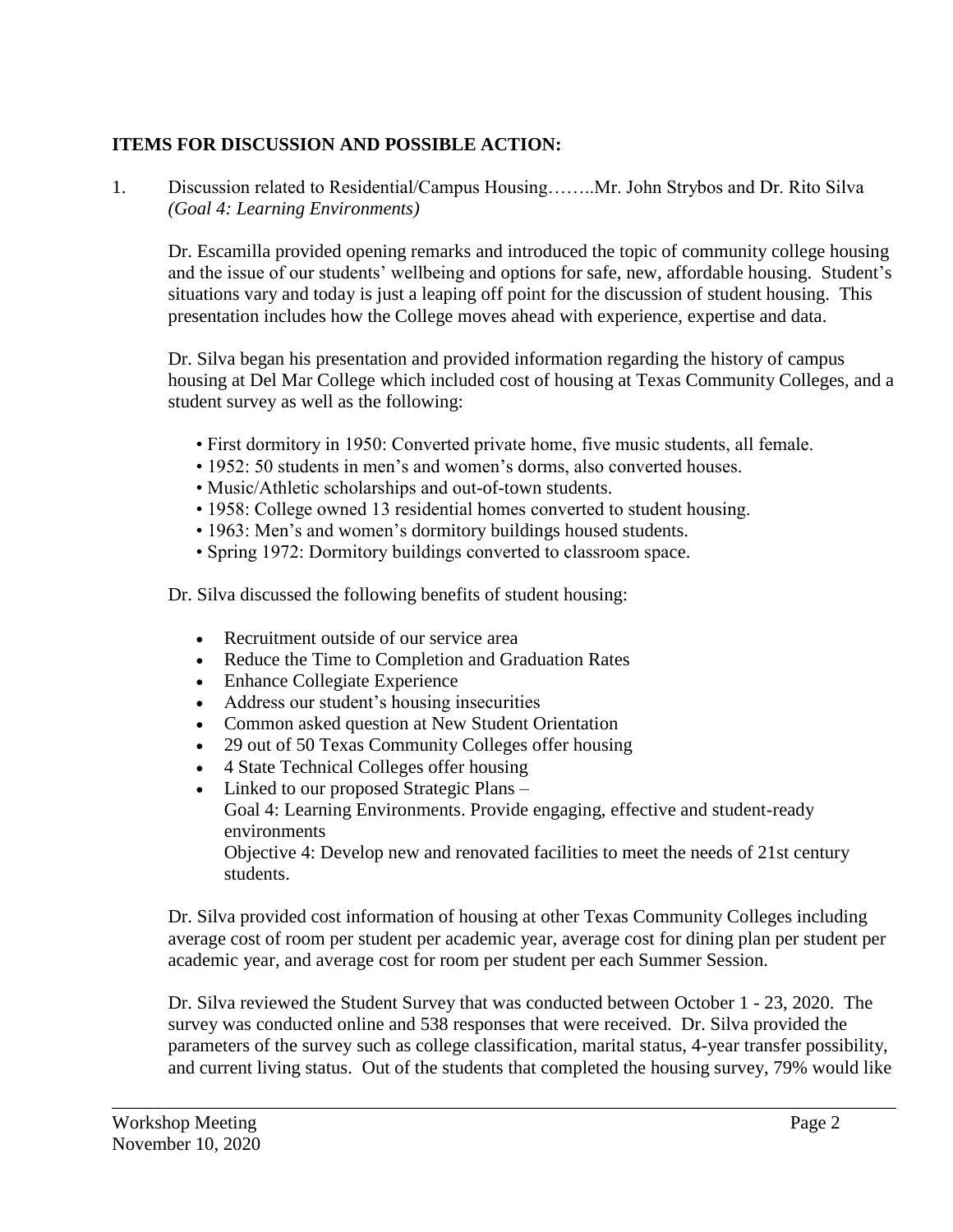**ITEMS FOR DISCUSSION AND POSSIBLE ACTION:**

1. Discussion related to Residential/Campus Housing……..Mr. John Strybos and Dr. Rito Silva *(Goal 4: Learning Environments)*

   Dr. Escamilla provided opening remarks and introduced the topic of community college housing and the issue of our students' wellbeing and options for safe, new, affordable housing. Student's situations vary and today is just a leaping off point for the discussion of student housing. This presentation includes how the College moves ahead with experience, expertise and data.

   Dr. Silva began his presentation and provided information regarding the history of campus housing at Del Mar College which included cost of housing at Texas Community Colleges, and a student survey as well as the following:

   - First dormitory in 1950: Converted private home, five music students, all female.
   - 1952: 50 students in men's and women's dorms, also converted houses.
   - Music/Athletic scholarships and out-of-town students.
   - 1958: College owned 13 residential homes converted to student housing.
   - 1963: Men's and women's dormitory buildings housed students.
   - Spring 1972: Dormitory buildings converted to classroom space.

   Dr. Silva discussed the following benefits of student housing:

   - Recruitment outside of our service area
   - Reduce the Time to Completion and Graduation Rates
   - Enhance Collegiate Experience
   - Address our student's housing insecurities
   - Common asked question at New Student Orientation
   - 29 out of 50 Texas Community Colleges offer housing
   - 4 State Technical Colleges offer housing
   - Linked to our proposed Strategic Plans –
     Goal 4: Learning Environments. Provide engaging, effective and student-ready environments
     Objective 4: Develop new and renovated facilities to meet the needs of 21st century students.

   Dr. Silva provided cost information of housing at other Texas Community Colleges including average cost of room per student per academic year, average cost for dining plan per student per academic year, and average cost for room per student per each Summer Session.

   Dr. Silva reviewed the Student Survey that was conducted between October 1 - 23, 2020. The survey was conducted online and 538 responses that were received. Dr. Silva provided the parameters of the survey such as college classification, marital status, 4-year transfer possibility, and current living status. Out of the students that completed the housing survey, 79% would like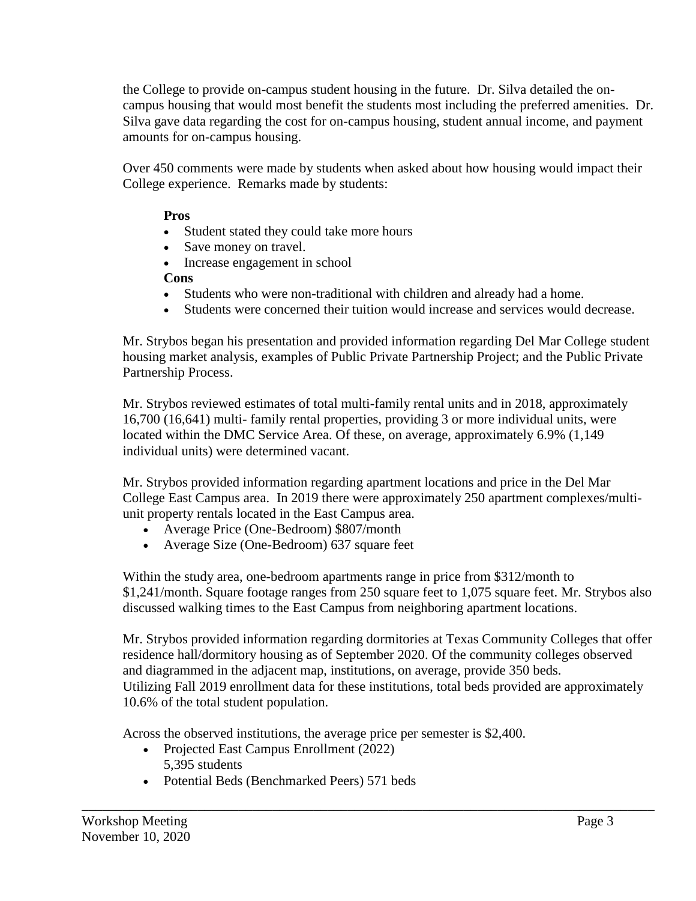the College to provide on-campus student housing in the future. Dr. Silva detailed the on-campus housing that would most benefit the students most including the preferred amenities. Dr. Silva gave data regarding the cost for on-campus housing, student annual income, and payment amounts for on-campus housing.

Over 450 comments were made by students when asked about how housing would impact their College experience. Remarks made by students:

**Pros**

- Student stated they could take more hours
- Save money on travel.
- Increase engagement in school

**Cons**

- Students who were non-traditional with children and already had a home.
- Students were concerned their tuition would increase and services would decrease.

Mr. Strybos began his presentation and provided information regarding Del Mar College student housing market analysis, examples of Public Private Partnership Project; and the Public Private Partnership Process.

Mr. Strybos reviewed estimates of total multi-family rental units and in 2018, approximately 16,700 (16,641) multi- family rental properties, providing 3 or more individual units, were located within the DMC Service Area. Of these, on average, approximately 6.9% (1,149 individual units) were determined vacant.

Mr. Strybos provided information regarding apartment locations and price in the Del Mar College East Campus area. In 2019 there were approximately 250 apartment complexes/multi-unit property rentals located in the East Campus area.

- Average Price (One-Bedroom) $807/month
- Average Size (One-Bedroom) 637 square feet

Within the study area, one-bedroom apartments range in price from $312/month to $1,241/month. Square footage ranges from 250 square feet to 1,075 square feet. Mr. Strybos also discussed walking times to the East Campus from neighboring apartment locations.

Mr. Strybos provided information regarding dormitories at Texas Community Colleges that offer residence hall/dormitory housing as of September 2020. Of the community colleges observed and diagrammed in the adjacent map, institutions, on average, provide 350 beds. Utilizing Fall 2019 enrollment data for these institutions, total beds provided are approximately 10.6% of the total student population.

Across the observed institutions, the average price per semester is $2,400.

- Projected East Campus Enrollment (2022)
  5,395 students
- Potential Beds (Benchmarked Peers) 571 beds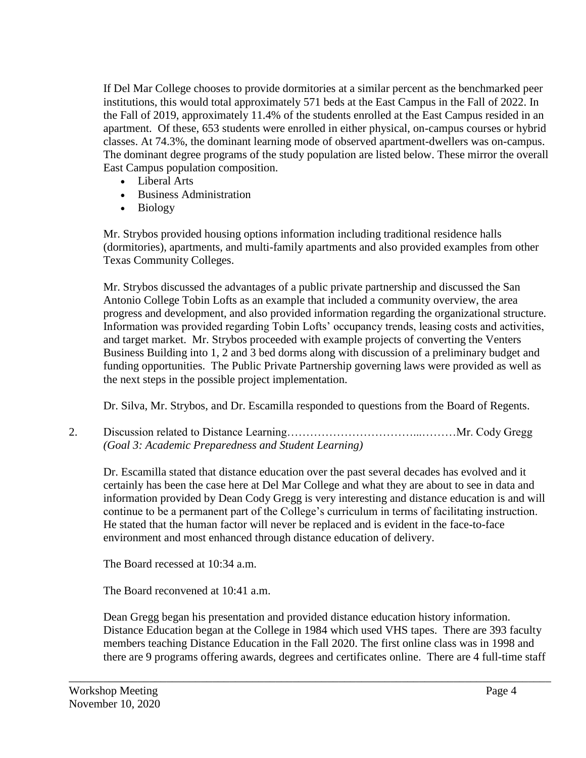If Del Mar College chooses to provide dormitories at a similar percent as the benchmarked peer institutions, this would total approximately 571 beds at the East Campus in the Fall of 2022. In the Fall of 2019, approximately 11.4% of the students enrolled at the East Campus resided in an apartment. Of these, 653 students were enrolled in either physical, on-campus courses or hybrid classes. At 74.3%, the dominant learning mode of observed apartment-dwellers was on-campus. The dominant degree programs of the study population are listed below. These mirror the overall East Campus population composition.

- Liberal Arts
- Business Administration
- Biology

Mr. Strybos provided housing options information including traditional residence halls (dormitories), apartments, and multi-family apartments and also provided examples from other Texas Community Colleges.

Mr. Strybos discussed the advantages of a public private partnership and discussed the San Antonio College Tobin Lofts as an example that included a community overview, the area progress and development, and also provided information regarding the organizational structure. Information was provided regarding Tobin Lofts' occupancy trends, leasing costs and activities, and target market. Mr. Strybos proceeded with example projects of converting the Venters Business Building into 1, 2 and 3 bed dorms along with discussion of a preliminary budget and funding opportunities. The Public Private Partnership governing laws were provided as well as the next steps in the possible project implementation.

Dr. Silva, Mr. Strybos, and Dr. Escamilla responded to questions from the Board of Regents.

2. Discussion related to Distance Learning……………………………...………Mr. Cody Gregg
   *(Goal 3: Academic Preparedness and Student Learning)*

   Dr. Escamilla stated that distance education over the past several decades has evolved and it certainly has been the case here at Del Mar College and what they are about to see in data and information provided by Dean Cody Gregg is very interesting and distance education is and will continue to be a permanent part of the College's curriculum in terms of facilitating instruction. He stated that the human factor will never be replaced and is evident in the face-to-face environment and most enhanced through distance education of delivery.

   The Board recessed at 10:34 a.m.

   The Board reconvened at 10:41 a.m.

   Dean Gregg began his presentation and provided distance education history information. Distance Education began at the College in 1984 which used VHS tapes. There are 393 faculty members teaching Distance Education in the Fall 2020. The first online class was in 1998 and there are 9 programs offering awards, degrees and certificates online. There are 4 full-time staff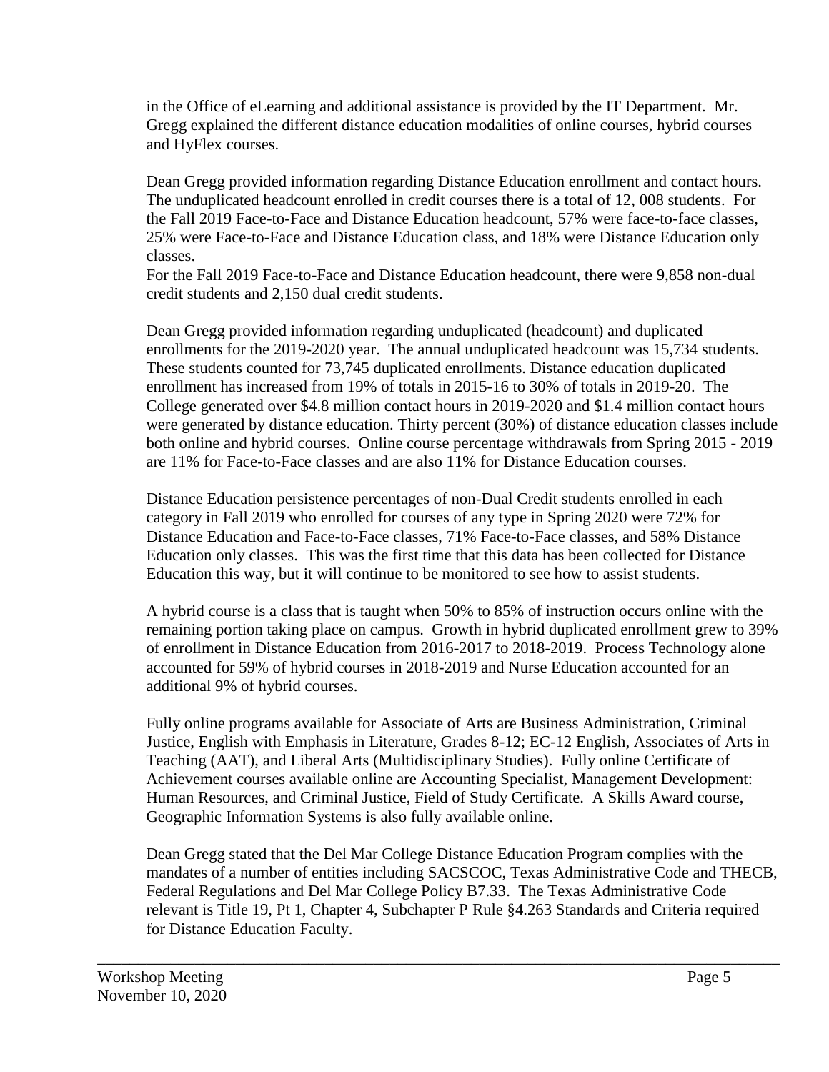in the Office of eLearning and additional assistance is provided by the IT Department. Mr. Gregg explained the different distance education modalities of online courses, hybrid courses and HyFlex courses.

Dean Gregg provided information regarding Distance Education enrollment and contact hours. The unduplicated headcount enrolled in credit courses there is a total of 12, 008 students. For the Fall 2019 Face-to-Face and Distance Education headcount, 57% were face-to-face classes, 25% were Face-to-Face and Distance Education class, and 18% were Distance Education only classes.

For the Fall 2019 Face-to-Face and Distance Education headcount, there were 9,858 non-dual credit students and 2,150 dual credit students.

Dean Gregg provided information regarding unduplicated (headcount) and duplicated enrollments for the 2019-2020 year. The annual unduplicated headcount was 15,734 students. These students counted for 73,745 duplicated enrollments. Distance education duplicated enrollment has increased from 19% of totals in 2015-16 to 30% of totals in 2019-20. The College generated over $4.8 million contact hours in 2019-2020 and $1.4 million contact hours were generated by distance education. Thirty percent (30%) of distance education classes include both online and hybrid courses. Online course percentage withdrawals from Spring 2015 - 2019 are 11% for Face-to-Face classes and are also 11% for Distance Education courses.

Distance Education persistence percentages of non-Dual Credit students enrolled in each category in Fall 2019 who enrolled for courses of any type in Spring 2020 were 72% for Distance Education and Face-to-Face classes, 71% Face-to-Face classes, and 58% Distance Education only classes. This was the first time that this data has been collected for Distance Education this way, but it will continue to be monitored to see how to assist students.

A hybrid course is a class that is taught when 50% to 85% of instruction occurs online with the remaining portion taking place on campus. Growth in hybrid duplicated enrollment grew to 39% of enrollment in Distance Education from 2016-2017 to 2018-2019. Process Technology alone accounted for 59% of hybrid courses in 2018-2019 and Nurse Education accounted for an additional 9% of hybrid courses.

Fully online programs available for Associate of Arts are Business Administration, Criminal Justice, English with Emphasis in Literature, Grades 8-12; EC-12 English, Associates of Arts in Teaching (AAT), and Liberal Arts (Multidisciplinary Studies). Fully online Certificate of Achievement courses available online are Accounting Specialist, Management Development: Human Resources, and Criminal Justice, Field of Study Certificate. A Skills Award course, Geographic Information Systems is also fully available online.

Dean Gregg stated that the Del Mar College Distance Education Program complies with the mandates of a number of entities including SACSCOC, Texas Administrative Code and THECB, Federal Regulations and Del Mar College Policy B7.33. The Texas Administrative Code relevant is Title 19, Pt 1, Chapter 4, Subchapter P Rule §4.263 Standards and Criteria required for Distance Education Faculty.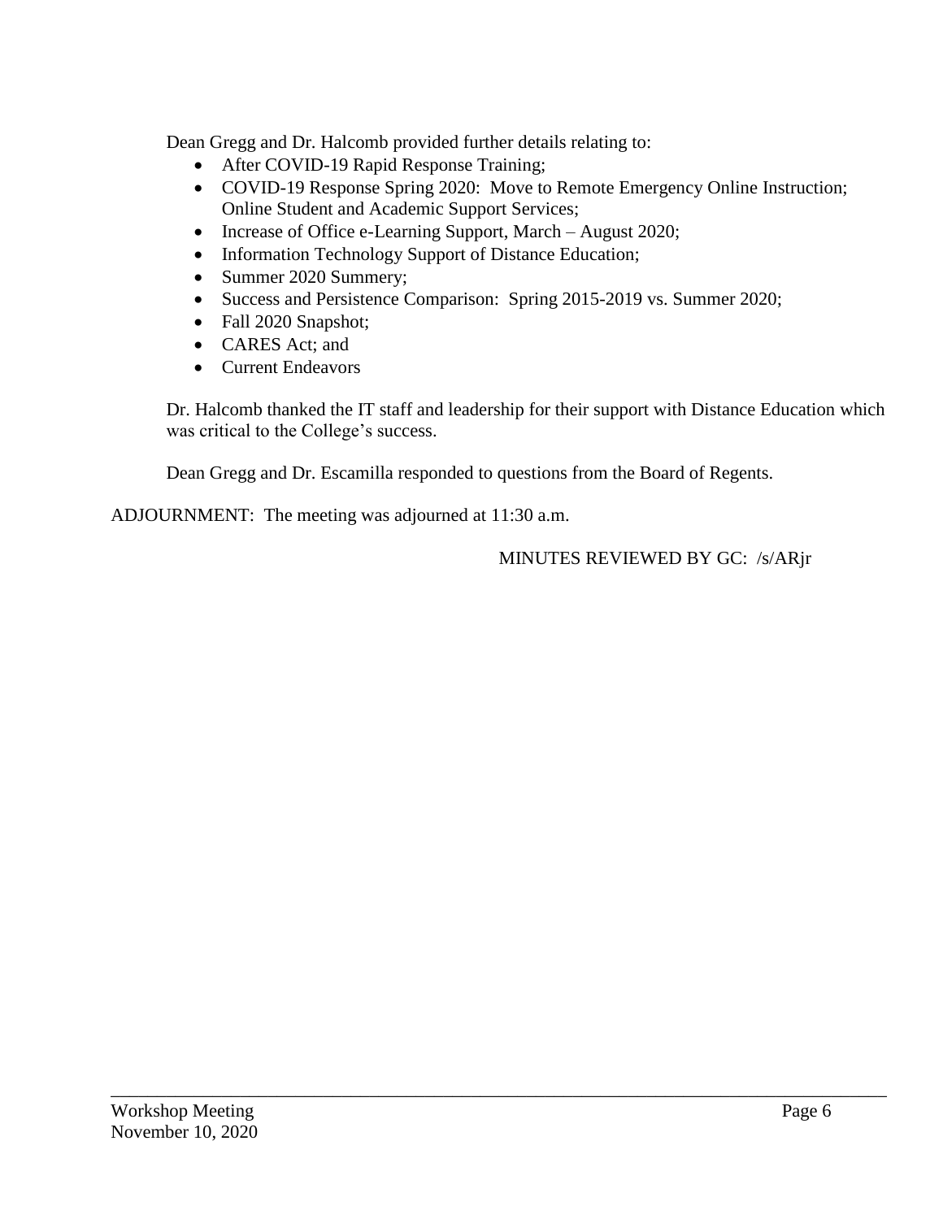Dean Gregg and Dr. Halcomb provided further details relating to:

- After COVID-19 Rapid Response Training;
- COVID-19 Response Spring 2020: Move to Remote Emergency Online Instruction; Online Student and Academic Support Services;
- Increase of Office e-Learning Support, March – August 2020;
- Information Technology Support of Distance Education;
- Summer 2020 Summery;
- Success and Persistence Comparison: Spring 2015-2019 vs. Summer 2020;
- Fall 2020 Snapshot;
- CARES Act; and
- Current Endeavors

Dr. Halcomb thanked the IT staff and leadership for their support with Distance Education which was critical to the College's success.

Dean Gregg and Dr. Escamilla responded to questions from the Board of Regents.

ADJOURNMENT: The meeting was adjourned at 11:30 a.m.

MINUTES REVIEWED BY GC: /s/ARjr